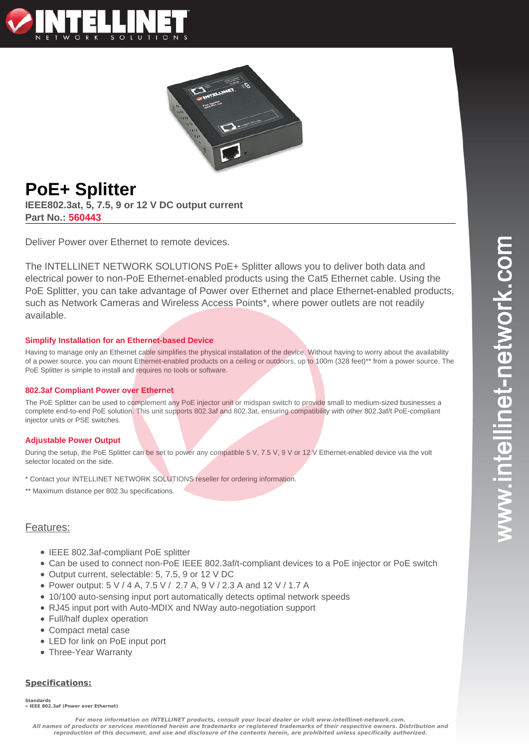# PoE+ Splitter

**IEEE802.3at, 5, 7.5, 9 or 12 V DC output current**

**Part No.: 560443**

Deliver Power over Ethernet to remote devices.

The INTELLINET NETWORK SOLUTIONS PoE+ Splitter allows you to deliver both data and electrical power to non-PoE Ethernet-enabled products using the Cat5 Ethernet cable. Using the PoE Splitter, you can take advantage of Power over Ethernet and place Ethernet-enabled products, such as Network Cameras and Wireless Access Points*, where power outlets are not readily available.

### Simplify Installation for an Ethernet-based Device

Having to manage only an Ethernet cable simplifies the physical installation of the device. Without having to worry about the availability of a power source, you can mount Ethernet-enabled products on a ceiling or outdoors, up to 100m (328 feet)** from a power source. The PoE Splitter is simple to install and requires no tools or software.

### 802.3af Compliant Power over Ethernet

The PoE Splitter can be used to complement any PoE injector unit or midspan switch to provide small to medium-sized businesses a complete end-to-end PoE solution. This unit supports 802.3af and 802.3at, ensuring compatibility with other 802.3af/t PoE-compliant injector units or PSE switches.

### Adjustable Power Output

During the setup, the PoE Splitter can be set to power any compatible 5 V, 7.5 V, 9 V or 12 V Ethernet-enabled device via the volt selector located on the side.

* Contact your INTELLINET NETWORK SOLUTIONS reseller for ordering information.

** Maximum distance per 802.3u specifications.

## Features:

- IEEE 802.3af-compliant PoE splitter
- Can be used to connect non-PoE IEEE 802.3af/t-compliant devices to a PoE injector or PoE switch
- Output current, selectable: 5, 7.5, 9 or 12 V DC
- Power output: 5 V / 4 A, 7.5 V / 2.7 A, 9 V / 2.3 A and 12 V / 1.7 A
- 10/100 auto-sensing input port automatically detects optimal network speeds
- RJ45 input port with Auto-MDIX and NWay auto-negotiation support
- Full/half duplex operation
- Compact metal case
- LED for link on PoE input port
- Three-Year Warranty

## Specifications:

**Standards**
» IEEE 802.3af (Power over Ethernet)

*For more information on INTELLINET products, consult your local dealer or visit www.intelllinet-network.com.*
*All names of products or services mentioned herein are trademarks or registered trademarks of their respective owners. Distribution and reproduction of this document, and use and disclosure of the contents herein, are prohibited unless specifically authorized.*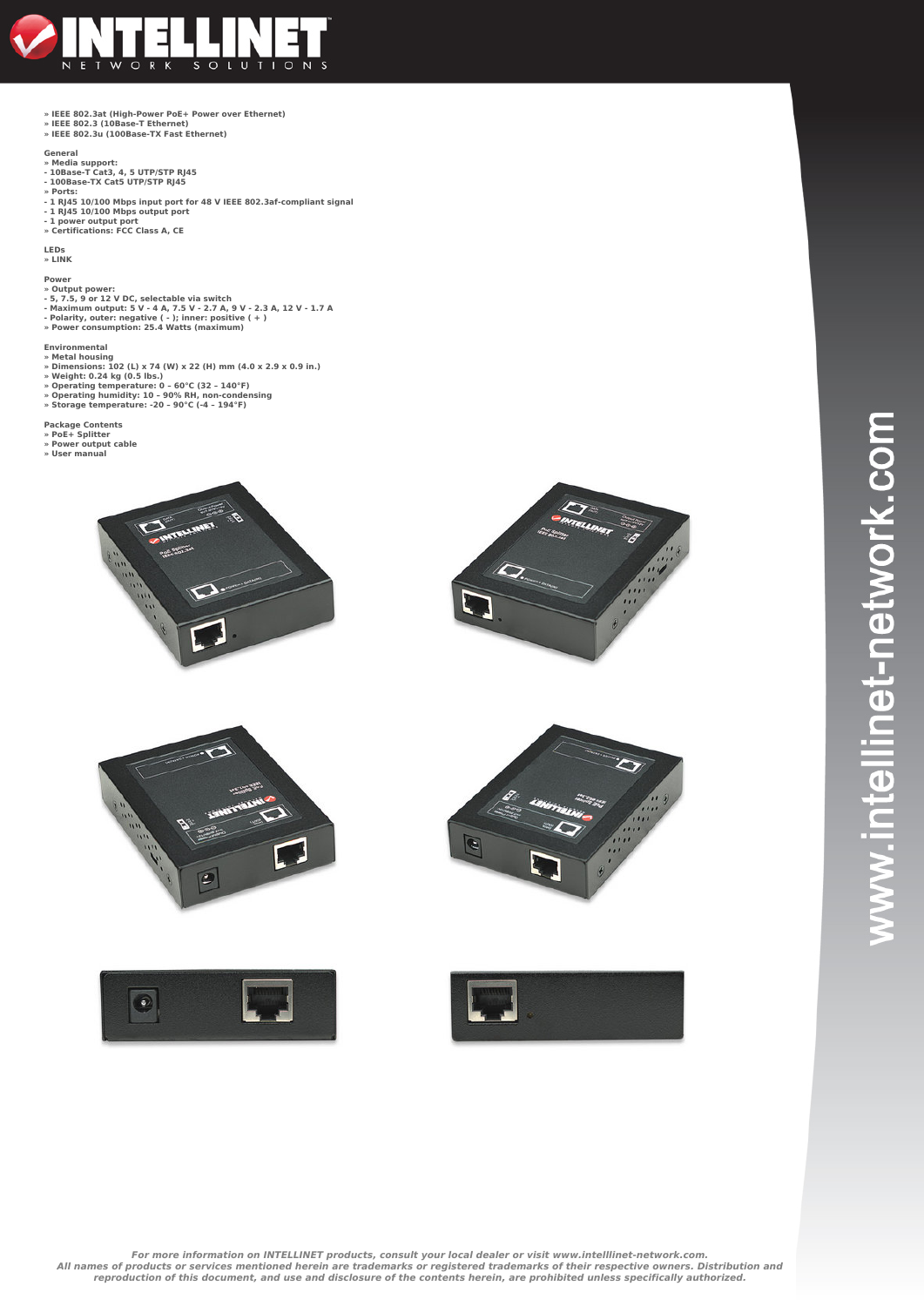» IEEE 802.3at (High-Power PoE+ Power over Ethernet)
» IEEE 802.3 (10Base-T Ethernet)
» IEEE 802.3u (100Base-TX Fast Ethernet)

**General**
» Media support:
- 10Base-T Cat3, 4, 5 UTP/STP RJ45
- 100Base-TX Cat5 UTP/STP RJ45

» Ports:
- 1 RJ45 10/100 Mbps input port for 48 V IEEE 802.3af-compliant signal
- 1 RJ45 10/100 Mbps output port
- 1 power output port

» Certifications: FCC Class A, CE

**LEDs**
» LINK

**Power**
» Output power:
- 5, 7.5, 9 or 12 V DC, selectable via switch
- Maximum output: 5 V - 4 A, 7.5 V - 2.7 A, 9 V - 2.3 A, 12 V - 1.7 A
- Polarity, outer: negative ( - ); inner: positive ( + )

» Power consumption: 25.4 Watts (maximum)

**Environmental**
» Metal housing
» Dimensions: 102 (L) x 74 (W) x 22 (H) mm (4.0 x 2.9 x 0.9 in.)
» Weight: 0.24 kg (0.5 lbs.)
» Operating temperature: 0 – 60°C (32 – 140°F)
» Operating humidity: 10 – 90% RH, non-condensing
» Storage temperature: -20 – 90°C (-4 – 194°F)

**Package Contents**
» PoE+ Splitter
» Power output cable
» User manual

www.intellinet-network.com

*For more information on INTELLINET products, consult your local dealer or visit www.intelllinet-network.com. All names of products or services mentioned herein are trademarks or registered trademarks of their respective owners. Distribution and reproduction of this document, and use and disclosure of the contents herein, are prohibited unless specifically authorized.*